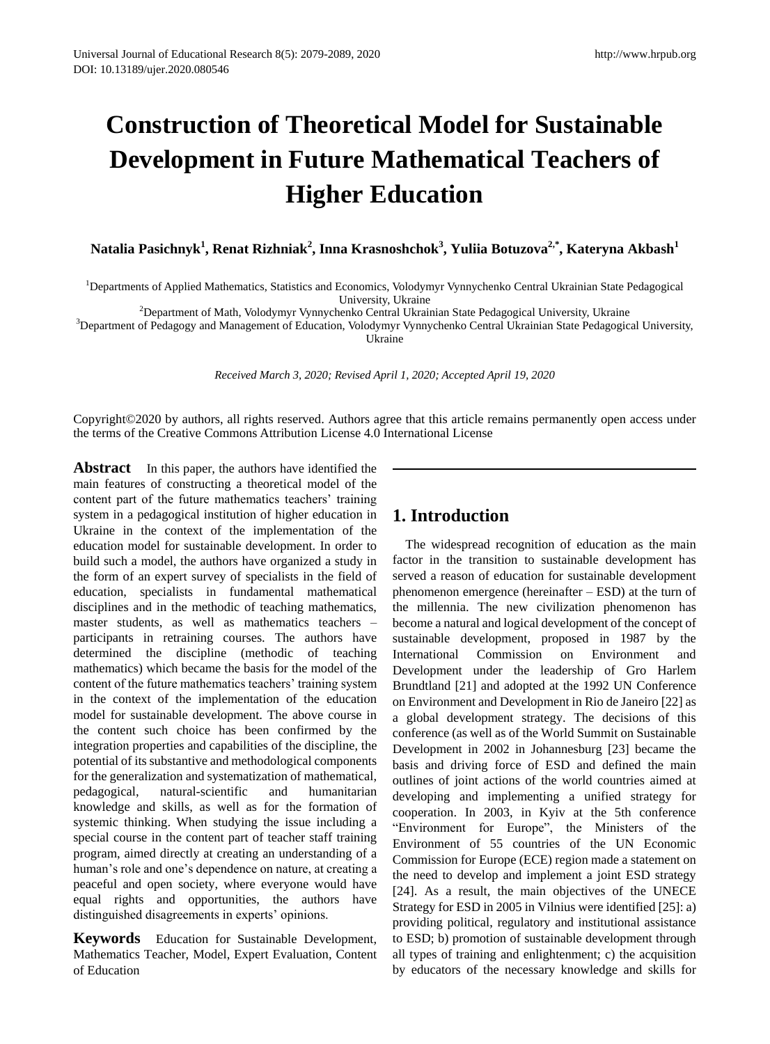# Construction of Theoretical Model for Sustainable Development in Future Mathematical Teachers of Higher Education

**Natalia Pasichnyk[1], Renat Rizhniak[2], Inna Krasnoshchok[3], Yuliia Botuzova[2,*], Kateryna Akbash[1]**

[1]Departments of Applied Mathematics, Statistics and Economics, Volodymyr Vynnychenko Central Ukrainian State Pedagogical University, Ukraine
[2]Department of Math, Volodymyr Vynnychenko Central Ukrainian State Pedagogical University, Ukraine
[3]Department of Pedagogy and Management of Education, Volodymyr Vynnychenko Central Ukrainian State Pedagogical University, Ukraine

*Received March 3, 2020; Revised April 1, 2020; Accepted April 19, 2020*

Copyright©2020 by authors, all rights reserved. Authors agree that this article remains permanently open access under the terms of the Creative Commons Attribution License 4.0 International License

**Abstract** In this paper, the authors have identified the main features of constructing a theoretical model of the content part of the future mathematics teachers' training system in a pedagogical institution of higher education in Ukraine in the context of the implementation of the education model for sustainable development. In order to build such a model, the authors have organized a study in the form of an expert survey of specialists in the field of education, specialists in fundamental mathematical disciplines and in the methodic of teaching mathematics, master students, as well as mathematics teachers – participants in retraining courses. The authors have determined the discipline (methodic of teaching mathematics) which became the basis for the model of the content of the future mathematics teachers' training system in the context of the implementation of the education model for sustainable development. The above course in the content such choice has been confirmed by the integration properties and capabilities of the discipline, the potential of its substantive and methodological components for the generalization and systematization of mathematical, pedagogical, natural-scientific and humanitarian knowledge and skills, as well as for the formation of systemic thinking. When studying the issue including a special course in the content part of teacher staff training program, aimed directly at creating an understanding of a human's role and one's dependence on nature, at creating a peaceful and open society, where everyone would have equal rights and opportunities, the authors have distinguished disagreements in experts' opinions.

**Keywords** Education for Sustainable Development, Mathematics Teacher, Model, Expert Evaluation, Content of Education

## 1. Introduction

The widespread recognition of education as the main factor in the transition to sustainable development has served a reason of education for sustainable development phenomenon emergence (hereinafter – ESD) at the turn of the millennia. The new civilization phenomenon has become a natural and logical development of the concept of sustainable development, proposed in 1987 by the International Commission on Environment and Development under the leadership of Gro Harlem Brundtland [21] and adopted at the 1992 UN Conference on Environment and Development in Rio de Janeiro [22] as a global development strategy. The decisions of this conference (as well as of the World Summit on Sustainable Development in 2002 in Johannesburg [23] became the basis and driving force of ESD and defined the main outlines of joint actions of the world countries aimed at developing and implementing a unified strategy for cooperation. In 2003, in Kyiv at the 5th conference "Environment for Europe", the Ministers of the Environment of 55 countries of the UN Economic Commission for Europe (ECE) region made a statement on the need to develop and implement a joint ESD strategy [24]. As a result, the main objectives of the UNECE Strategy for ESD in 2005 in Vilnius were identified [25]: a) providing political, regulatory and institutional assistance to ESD; b) promotion of sustainable development through all types of training and enlightenment; c) the acquisition by educators of the necessary knowledge and skills for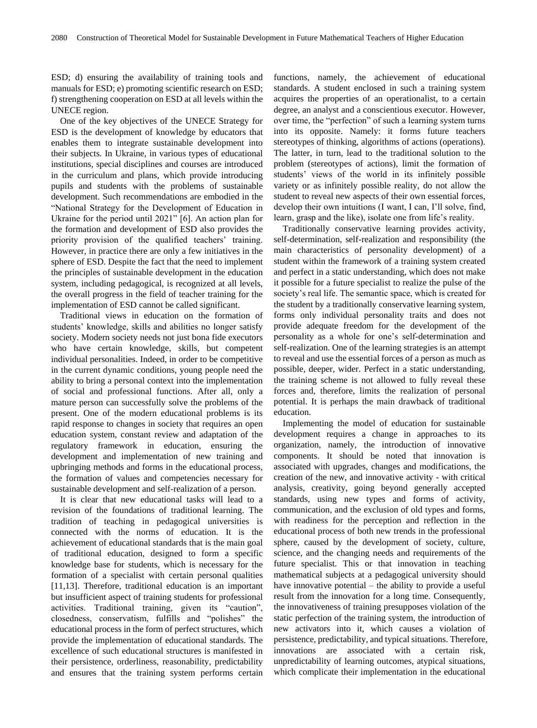ESD; d) ensuring the availability of training tools and manuals for ESD; e) promoting scientific research on ESD; f) strengthening cooperation on ESD at all levels within the UNECE region.

One of the key objectives of the UNECE Strategy for ESD is the development of knowledge by educators that enables them to integrate sustainable development into their subjects. In Ukraine, in various types of educational institutions, special disciplines and courses are introduced in the curriculum and plans, which provide introducing pupils and students with the problems of sustainable development. Such recommendations are embodied in the "National Strategy for the Development of Education in Ukraine for the period until 2021" [6]. An action plan for the formation and development of ESD also provides the priority provision of the qualified teachers' training. However, in practice there are only a few initiatives in the sphere of ESD. Despite the fact that the need to implement the principles of sustainable development in the education system, including pedagogical, is recognized at all levels, the overall progress in the field of teacher training for the implementation of ESD cannot be called significant.

Traditional views in education on the formation of students' knowledge, skills and abilities no longer satisfy society. Modern society needs not just bona fide executors who have certain knowledge, skills, but competent individual personalities. Indeed, in order to be competitive in the current dynamic conditions, young people need the ability to bring a personal context into the implementation of social and professional functions. After all, only a mature person can successfully solve the problems of the present. One of the modern educational problems is its rapid response to changes in society that requires an open education system, constant review and adaptation of the regulatory framework in education, ensuring the development and implementation of new training and upbringing methods and forms in the educational process, the formation of values and competencies necessary for sustainable development and self-realization of a person.

It is clear that new educational tasks will lead to a revision of the foundations of traditional learning. The tradition of teaching in pedagogical universities is connected with the norms of education. It is the achievement of educational standards that is the main goal of traditional education, designed to form a specific knowledge base for students, which is necessary for the formation of a specialist with certain personal qualities [11,13]. Therefore, traditional education is an important but insufficient aspect of training students for professional activities. Traditional training, given its "caution", closedness, conservatism, fulfills and "polishes" the educational process in the form of perfect structures, which provide the implementation of educational standards. The excellence of such educational structures is manifested in their persistence, orderliness, reasonability, predictability and ensures that the training system performs certain functions, namely, the achievement of educational standards. A student enclosed in such a training system acquires the properties of an operationalist, to a certain degree, an analyst and a conscientious executor. However, over time, the "perfection" of such a learning system turns into its opposite. Namely: it forms future teachers stereotypes of thinking, algorithms of actions (operations). The latter, in turn, lead to the traditional solution to the problem (stereotypes of actions), limit the formation of students' views of the world in its infinitely possible variety or as infinitely possible reality, do not allow the student to reveal new aspects of their own essential forces, develop their own intuitions (I want, I can, I'll solve, find, learn, grasp and the like), isolate one from life's reality.

Traditionally conservative learning provides activity, self-determination, self-realization and responsibility (the main characteristics of personality development) of a student within the framework of a training system created and perfect in a static understanding, which does not make it possible for a future specialist to realize the pulse of the society's real life. The semantic space, which is created for the student by a traditionally conservative learning system, forms only individual personality traits and does not provide adequate freedom for the development of the personality as a whole for one's self-determination and self-realization. One of the learning strategies is an attempt to reveal and use the essential forces of a person as much as possible, deeper, wider. Perfect in a static understanding, the training scheme is not allowed to fully reveal these forces and, therefore, limits the realization of personal potential. It is perhaps the main drawback of traditional education.

Implementing the model of education for sustainable development requires a change in approaches to its organization, namely, the introduction of innovative components. It should be noted that innovation is associated with upgrades, changes and modifications, the creation of the new, and innovative activity - with critical analysis, creativity, going beyond generally accepted standards, using new types and forms of activity, communication, and the exclusion of old types and forms, with readiness for the perception and reflection in the educational process of both new trends in the professional sphere, caused by the development of society, culture, science, and the changing needs and requirements of the future specialist. This or that innovation in teaching mathematical subjects at a pedagogical university should have innovative potential – the ability to provide a useful result from the innovation for a long time. Consequently, the innovativeness of training presupposes violation of the static perfection of the training system, the introduction of new activators into it, which causes a violation of persistence, predictability, and typical situations. Therefore, innovations are associated with a certain risk, unpredictability of learning outcomes, atypical situations, which complicate their implementation in the educational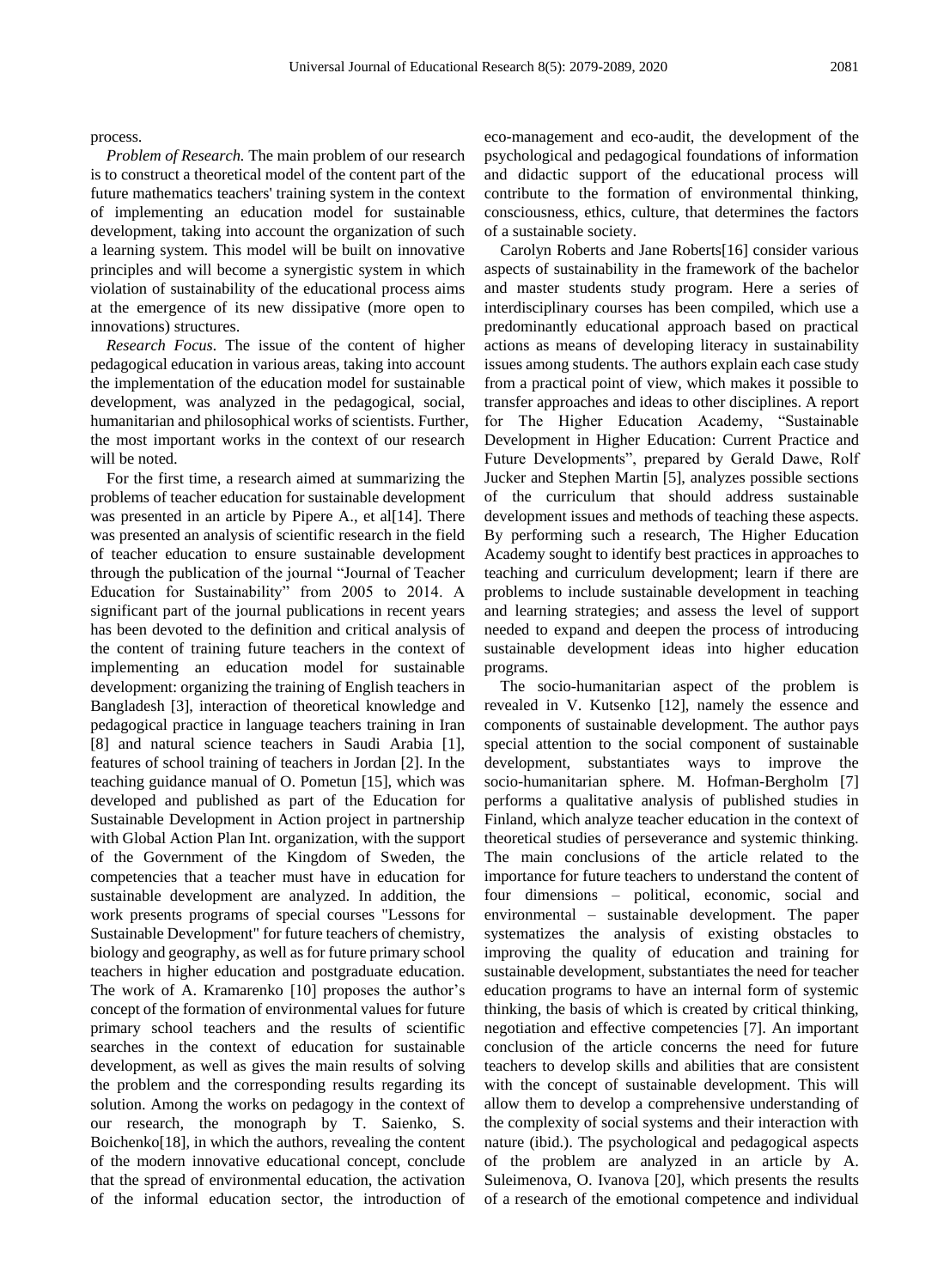process.

*Problem of Research.* The main problem of our research is to construct a theoretical model of the content part of the future mathematics teachers' training system in the context of implementing an education model for sustainable development, taking into account the organization of such a learning system. This model will be built on innovative principles and will become a synergistic system in which violation of sustainability of the educational process aims at the emergence of its new dissipative (more open to innovations) structures.

*Research Focus.* The issue of the content of higher pedagogical education in various areas, taking into account the implementation of the education model for sustainable development, was analyzed in the pedagogical, social, humanitarian and philosophical works of scientists. Further, the most important works in the context of our research will be noted.

For the first time, a research aimed at summarizing the problems of teacher education for sustainable development was presented in an article by Pipere A., et al[14]. There was presented an analysis of scientific research in the field of teacher education to ensure sustainable development through the publication of the journal "Journal of Teacher Education for Sustainability" from 2005 to 2014. A significant part of the journal publications in recent years has been devoted to the definition and critical analysis of the content of training future teachers in the context of implementing an education model for sustainable development: organizing the training of English teachers in Bangladesh [3], interaction of theoretical knowledge and pedagogical practice in language teachers training in Iran [8] and natural science teachers in Saudi Arabia [1], features of school training of teachers in Jordan [2]. In the teaching guidance manual of O. Pometun [15], which was developed and published as part of the Education for Sustainable Development in Action project in partnership with Global Action Plan Int. organization, with the support of the Government of the Kingdom of Sweden, the competencies that a teacher must have in education for sustainable development are analyzed. In addition, the work presents programs of special courses "Lessons for Sustainable Development" for future teachers of chemistry, biology and geography, as well as for future primary school teachers in higher education and postgraduate education. The work of A. Kramarenko [10] proposes the author's concept of the formation of environmental values for future primary school teachers and the results of scientific searches in the context of education for sustainable development, as well as gives the main results of solving the problem and the corresponding results regarding its solution. Among the works on pedagogy in the context of our research, the monograph by T. Saienko, S. Boichenko[18], in which the authors, revealing the content of the modern innovative educational concept, conclude that the spread of environmental education, the activation of the informal education sector, the introduction of eco-management and eco-audit, the development of the psychological and pedagogical foundations of information and didactic support of the educational process will contribute to the formation of environmental thinking, consciousness, ethics, culture, that determines the factors of a sustainable society.

Carolyn Roberts and Jane Roberts[16] consider various aspects of sustainability in the framework of the bachelor and master students study program. Here a series of interdisciplinary courses has been compiled, which use a predominantly educational approach based on practical actions as means of developing literacy in sustainability issues among students. The authors explain each case study from a practical point of view, which makes it possible to transfer approaches and ideas to other disciplines. A report for The Higher Education Academy, "Sustainable Development in Higher Education: Current Practice and Future Developments", prepared by Gerald Dawe, Rolf Jucker and Stephen Martin [5], analyzes possible sections of the curriculum that should address sustainable development issues and methods of teaching these aspects. By performing such a research, The Higher Education Academy sought to identify best practices in approaches to teaching and curriculum development; learn if there are problems to include sustainable development in teaching and learning strategies; and assess the level of support needed to expand and deepen the process of introducing sustainable development ideas into higher education programs.

The socio-humanitarian aspect of the problem is revealed in V. Kutsenko [12], namely the essence and components of sustainable development. The author pays special attention to the social component of sustainable development, substantiates ways to improve the socio-humanitarian sphere. M. Hofman-Bergholm [7] performs a qualitative analysis of published studies in Finland, which analyze teacher education in the context of theoretical studies of perseverance and systemic thinking. The main conclusions of the article related to the importance for future teachers to understand the content of four dimensions – political, economic, social and environmental – sustainable development. The paper systematizes the analysis of existing obstacles to improving the quality of education and training for sustainable development, substantiates the need for teacher education programs to have an internal form of systemic thinking, the basis of which is created by critical thinking, negotiation and effective competencies [7]. An important conclusion of the article concerns the need for future teachers to develop skills and abilities that are consistent with the concept of sustainable development. This will allow them to develop a comprehensive understanding of the complexity of social systems and their interaction with nature (ibid.). The psychological and pedagogical aspects of the problem are analyzed in an article by A. Suleimenova, O. Ivanova [20], which presents the results of a research of the emotional competence and individual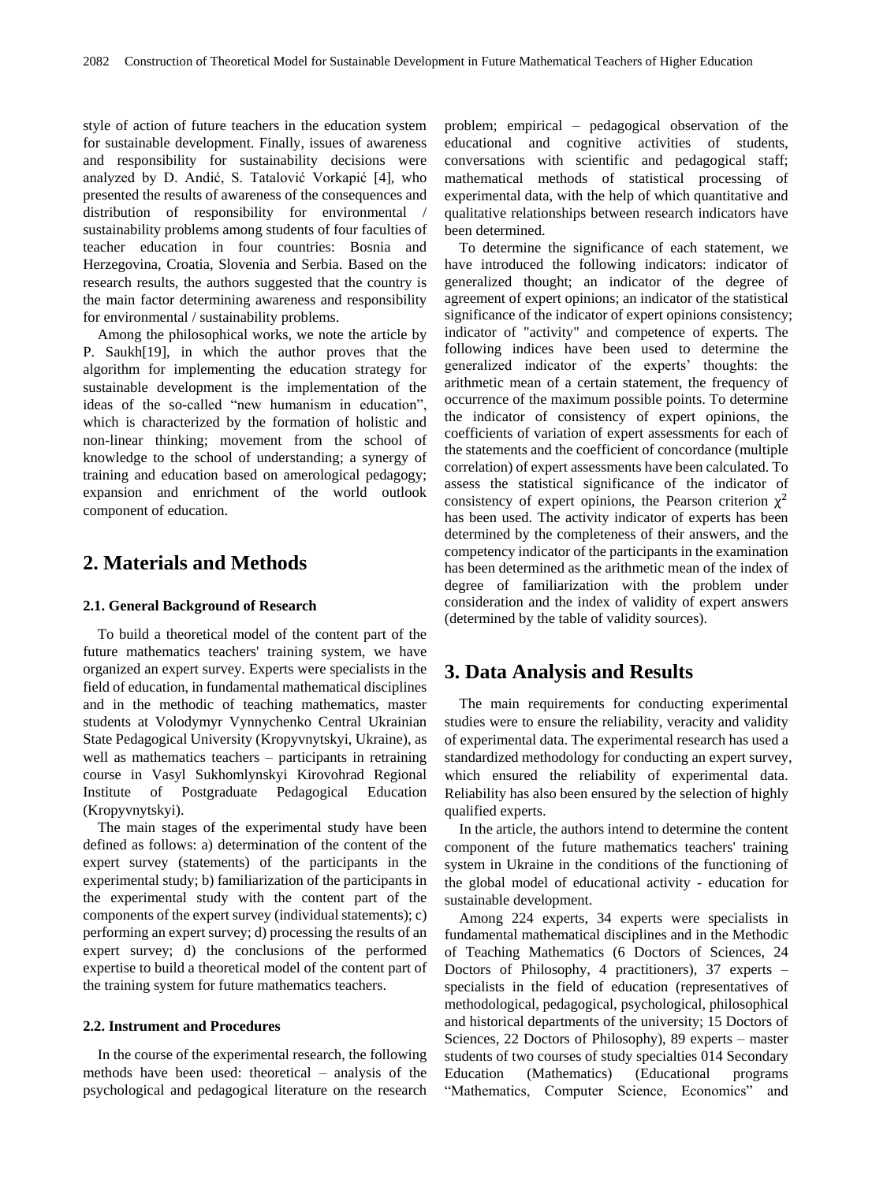style of action of future teachers in the education system for sustainable development. Finally, issues of awareness and responsibility for sustainability decisions were analyzed by D. Andić, S. Tatalović Vorkapić [4], who presented the results of awareness of the consequences and distribution of responsibility for environmental / sustainability problems among students of four faculties of teacher education in four countries: Bosnia and Herzegovina, Croatia, Slovenia and Serbia. Based on the research results, the authors suggested that the country is the main factor determining awareness and responsibility for environmental / sustainability problems.

Among the philosophical works, we note the article by P. Saukh[19], in which the author proves that the algorithm for implementing the education strategy for sustainable development is the implementation of the ideas of the so-called "new humanism in education", which is characterized by the formation of holistic and non-linear thinking; movement from the school of knowledge to the school of understanding; a synergy of training and education based on amerological pedagogy; expansion and enrichment of the world outlook component of education.

## 2. Materials and Methods

### 2.1. General Background of Research

To build a theoretical model of the content part of the future mathematics teachers' training system, we have organized an expert survey. Experts were specialists in the field of education, in fundamental mathematical disciplines and in the methodic of teaching mathematics, master students at Volodymyr Vynnychenko Central Ukrainian State Pedagogical University (Kropyvnytskyi, Ukraine), as well as mathematics teachers – participants in retraining course in Vasyl Sukhomlynskyi Kirovohrad Regional Institute of Postgraduate Pedagogical Education (Kropyvnytskyi).

The main stages of the experimental study have been defined as follows: a) determination of the content of the expert survey (statements) of the participants in the experimental study; b) familiarization of the participants in the experimental study with the content part of the components of the expert survey (individual statements); c) performing an expert survey; d) processing the results of an expert survey; d) the conclusions of the performed expertise to build a theoretical model of the content part of the training system for future mathematics teachers.

### 2.2. Instrument and Procedures

In the course of the experimental research, the following methods have been used: theoretical – analysis of the psychological and pedagogical literature on the research problem; empirical – pedagogical observation of the educational and cognitive activities of students, conversations with scientific and pedagogical staff; mathematical methods of statistical processing of experimental data, with the help of which quantitative and qualitative relationships between research indicators have been determined.

To determine the significance of each statement, we have introduced the following indicators: indicator of generalized thought; an indicator of the degree of agreement of expert opinions; an indicator of the statistical significance of the indicator of expert opinions consistency; indicator of "activity" and competence of experts. The following indices have been used to determine the generalized indicator of the experts' thoughts: the arithmetic mean of a certain statement, the frequency of occurrence of the maximum possible points. To determine the indicator of consistency of expert opinions, the coefficients of variation of expert assessments for each of the statements and the coefficient of concordance (multiple correlation) of expert assessments have been calculated. To assess the statistical significance of the indicator of consistency of expert opinions, the Pearson criterion $\chi^2$ has been used. The activity indicator of experts has been determined by the completeness of their answers, and the competency indicator of the participants in the examination has been determined as the arithmetic mean of the index of degree of familiarization with the problem under consideration and the index of validity of expert answers (determined by the table of validity sources).

## 3. Data Analysis and Results

The main requirements for conducting experimental studies were to ensure the reliability, veracity and validity of experimental data. The experimental research has used a standardized methodology for conducting an expert survey, which ensured the reliability of experimental data. Reliability has also been ensured by the selection of highly qualified experts.

In the article, the authors intend to determine the content component of the future mathematics teachers' training system in Ukraine in the conditions of the functioning of the global model of educational activity - education for sustainable development.

Among 224 experts, 34 experts were specialists in fundamental mathematical disciplines and in the Methodic of Teaching Mathematics (6 Doctors of Sciences, 24 Doctors of Philosophy, 4 practitioners), 37 experts – specialists in the field of education (representatives of methodological, pedagogical, psychological, philosophical and historical departments of the university; 15 Doctors of Sciences, 22 Doctors of Philosophy), 89 experts – master students of two courses of study specialties 014 Secondary Education (Mathematics) (Educational programs "Mathematics, Computer Science, Economics" and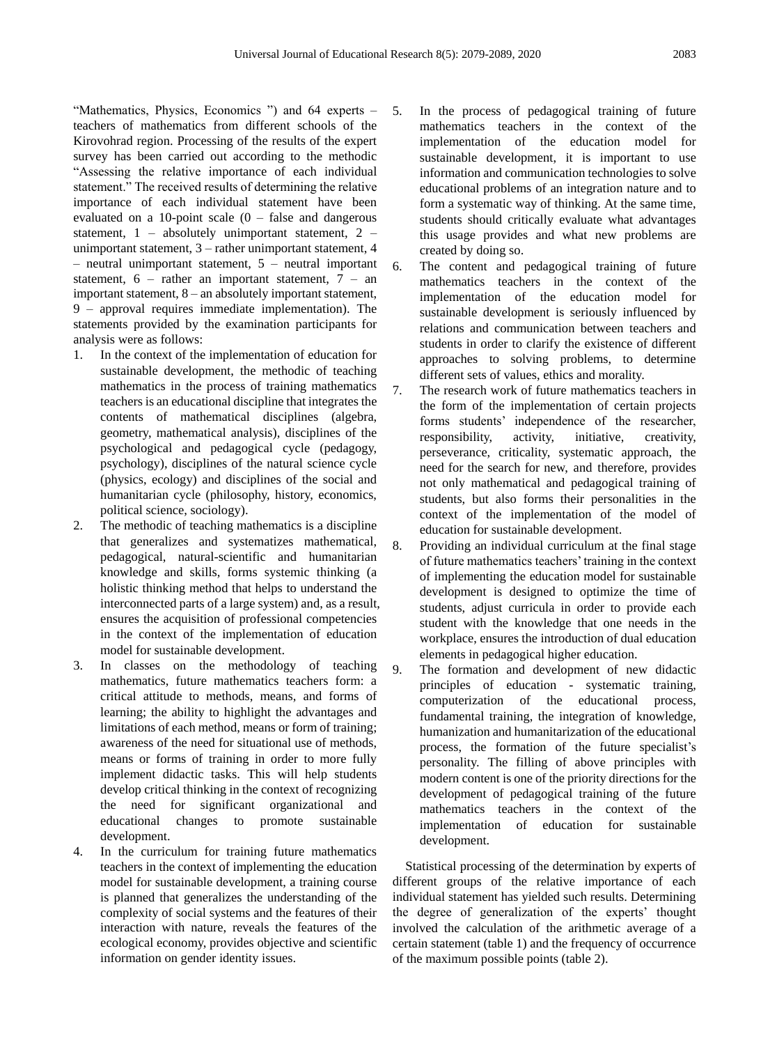"Mathematics, Physics, Economics ") and 64 experts – teachers of mathematics from different schools of the Kirovohrad region. Processing of the results of the expert survey has been carried out according to the methodic "Assessing the relative importance of each individual statement." The received results of determining the relative importance of each individual statement have been evaluated on a 10-point scale (0 – false and dangerous statement, 1 – absolutely unimportant statement, 2 – unimportant statement, 3 – rather unimportant statement, 4 – neutral unimportant statement, 5 – neutral important statement, 6 – rather an important statement, 7 – an important statement, 8 – an absolutely important statement, 9 – approval requires immediate implementation). The statements provided by the examination participants for analysis were as follows:

1. In the context of the implementation of education for sustainable development, the methodic of teaching mathematics in the process of training mathematics teachers is an educational discipline that integrates the contents of mathematical disciplines (algebra, geometry, mathematical analysis), disciplines of the psychological and pedagogical cycle (pedagogy, psychology), disciplines of the natural science cycle (physics, ecology) and disciplines of the social and humanitarian cycle (philosophy, history, economics, political science, sociology).
2. The methodic of teaching mathematics is a discipline that generalizes and systematizes mathematical, pedagogical, natural-scientific and humanitarian knowledge and skills, forms systemic thinking (a holistic thinking method that helps to understand the interconnected parts of a large system) and, as a result, ensures the acquisition of professional competencies in the context of the implementation of education model for sustainable development.
3. In classes on the methodology of teaching mathematics, future mathematics teachers form: a critical attitude to methods, means, and forms of learning; the ability to highlight the advantages and limitations of each method, means or form of training; awareness of the need for situational use of methods, means or forms of training in order to more fully implement didactic tasks. This will help students develop critical thinking in the context of recognizing the need for significant organizational and educational changes to promote sustainable development.
4. In the curriculum for training future mathematics teachers in the context of implementing the education model for sustainable development, a training course is planned that generalizes the understanding of the complexity of social systems and the features of their interaction with nature, reveals the features of the ecological economy, provides objective and scientific information on gender identity issues.
5. In the process of pedagogical training of future mathematics teachers in the context of the implementation of the education model for sustainable development, it is important to use information and communication technologies to solve educational problems of an integration nature and to form a systematic way of thinking. At the same time, students should critically evaluate what advantages this usage provides and what new problems are created by doing so.
6. The content and pedagogical training of future mathematics teachers in the context of the implementation of the education model for sustainable development is seriously influenced by relations and communication between teachers and students in order to clarify the existence of different approaches to solving problems, to determine different sets of values, ethics and morality.
7. The research work of future mathematics teachers in the form of the implementation of certain projects forms students' independence of the researcher, responsibility, activity, initiative, creativity, perseverance, criticality, systematic approach, the need for the search for new, and therefore, provides not only mathematical and pedagogical training of students, but also forms their personalities in the context of the implementation of the model of education for sustainable development.
8. Providing an individual curriculum at the final stage of future mathematics teachers' training in the context of implementing the education model for sustainable development is designed to optimize the time of students, adjust curricula in order to provide each student with the knowledge that one needs in the workplace, ensures the introduction of dual education elements in pedagogical higher education.
9. The formation and development of new didactic principles of education - systematic training, computerization of the educational process, fundamental training, the integration of knowledge, humanization and humanitarization of the educational process, the formation of the future specialist's personality. The filling of above principles with modern content is one of the priority directions for the development of pedagogical training of the future mathematics teachers in the context of the implementation of education for sustainable development.

Statistical processing of the determination by experts of different groups of the relative importance of each individual statement has yielded such results. Determining the degree of generalization of the experts' thought involved the calculation of the arithmetic average of a certain statement (table 1) and the frequency of occurrence of the maximum possible points (table 2).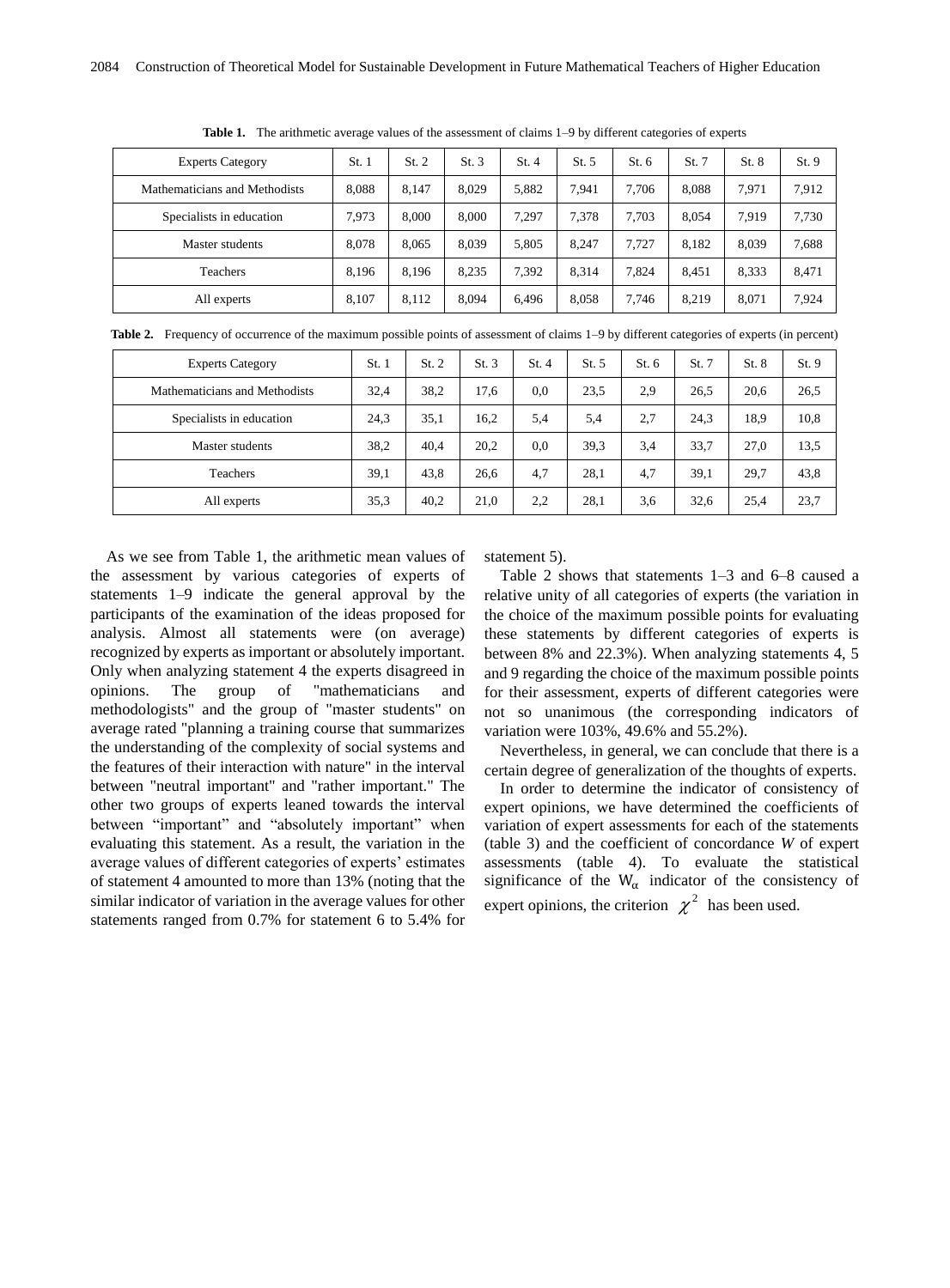**Table 1.** The arithmetic average values of the assessment of claims 1–9 by different categories of experts

| Experts Category | St. 1 | St. 2 | St. 3 | St. 4 | St. 5 | St. 6 | St. 7 | St. 8 | St. 9 |
|---|---|---|---|---|---|---|---|---|---|
| Mathematicians and Methodists | 8,088 | 8,147 | 8,029 | 5,882 | 7,941 | 7,706 | 8,088 | 7,971 | 7,912 |
| Specialists in education | 7,973 | 8,000 | 8,000 | 7,297 | 7,378 | 7,703 | 8,054 | 7,919 | 7,730 |
| Master students | 8,078 | 8,065 | 8,039 | 5,805 | 8,247 | 7,727 | 8,182 | 8,039 | 7,688 |
| Teachers | 8,196 | 8,196 | 8,235 | 7,392 | 8,314 | 7,824 | 8,451 | 8,333 | 8,471 |
| All experts | 8,107 | 8,112 | 8,094 | 6,496 | 8,058 | 7,746 | 8,219 | 8,071 | 7,924 |

**Table 2.** Frequency of occurrence of the maximum possible points of assessment of claims 1–9 by different categories of experts (in percent)

| Experts Category | St. 1 | St. 2 | St. 3 | St. 4 | St. 5 | St. 6 | St. 7 | St. 8 | St. 9 |
|---|---|---|---|---|---|---|---|---|---|
| Mathematicians and Methodists | 32,4 | 38,2 | 17,6 | 0,0 | 23,5 | 2,9 | 26,5 | 20,6 | 26,5 |
| Specialists in education | 24,3 | 35,1 | 16,2 | 5,4 | 5,4 | 2,7 | 24,3 | 18,9 | 10,8 |
| Master students | 38,2 | 40,4 | 20,2 | 0,0 | 39,3 | 3,4 | 33,7 | 27,0 | 13,5 |
| Teachers | 39,1 | 43,8 | 26,6 | 4,7 | 28,1 | 4,7 | 39,1 | 29,7 | 43,8 |
| All experts | 35,3 | 40,2 | 21,0 | 2,2 | 28,1 | 3,6 | 32,6 | 25,4 | 23,7 |

As we see from Table 1, the arithmetic mean values of the assessment by various categories of experts of statements 1–9 indicate the general approval by the participants of the examination of the ideas proposed for analysis. Almost all statements were (on average) recognized by experts as important or absolutely important. Only when analyzing statement 4 the experts disagreed in opinions. The group of "mathematicians and methodologists" and the group of "master students" on average rated "planning a training course that summarizes the understanding of the complexity of social systems and the features of their interaction with nature" in the interval between "neutral important" and "rather important." The other two groups of experts leaned towards the interval between "important" and "absolutely important" when evaluating this statement. As a result, the variation in the average values of different categories of experts' estimates of statement 4 amounted to more than 13% (noting that the similar indicator of variation in the average values for other statements ranged from 0.7% for statement 6 to 5.4% for statement 5).

Table 2 shows that statements 1–3 and 6–8 caused a relative unity of all categories of experts (the variation in the choice of the maximum possible points for evaluating these statements by different categories of experts is between 8% and 22.3%). When analyzing statements 4, 5 and 9 regarding the choice of the maximum possible points for their assessment, experts of different categories were not so unanimous (the corresponding indicators of variation were 103%, 49.6% and 55.2%).

Nevertheless, in general, we can conclude that there is a certain degree of generalization of the thoughts of experts.

In order to determine the indicator of consistency of expert opinions, we have determined the coefficients of variation of expert assessments for each of the statements (table 3) and the coefficient of concordance *W* of expert assessments (table 4). To evaluate the statistical significance of the $W_\alpha$ indicator of the consistency of expert opinions, the criterion $\chi^2$ has been used.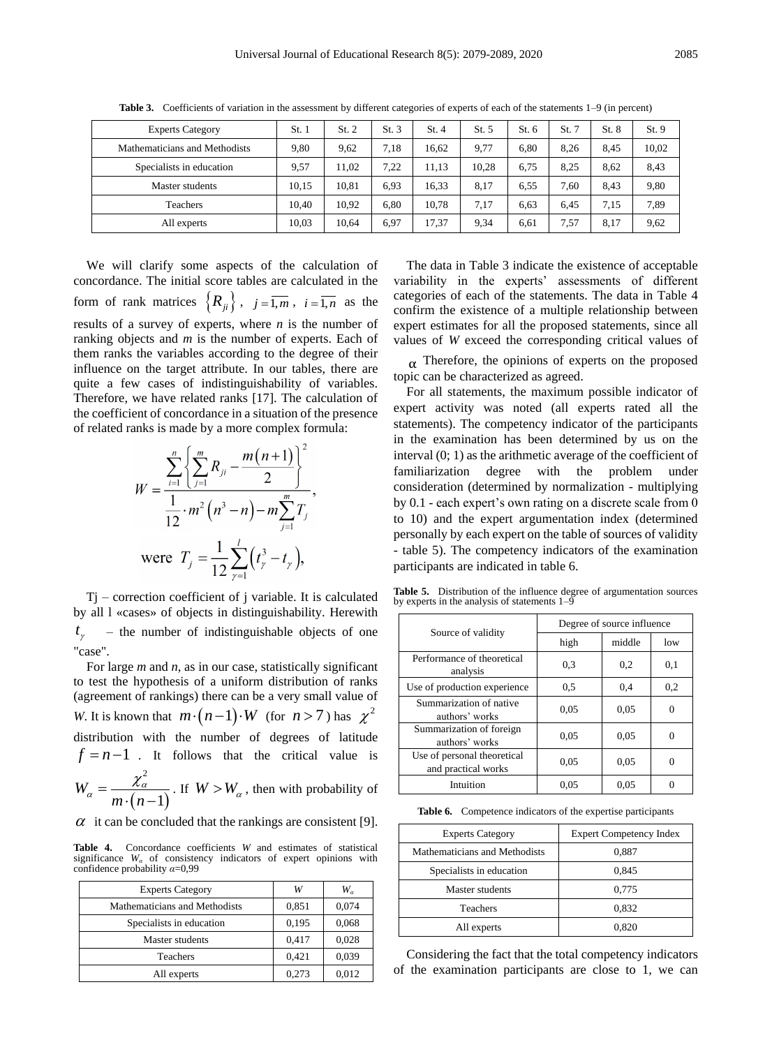**Table 3.** Coefficients of variation in the assessment by different categories of experts of each of the statements 1–9 (in percent)

| Experts Category | St. 1 | St. 2 | St. 3 | St. 4 | St. 5 | St. 6 | St. 7 | St. 8 | St. 9 |
|---|---|---|---|---|---|---|---|---|---|
| Mathematicians and Methodists | 9,80 | 9,62 | 7,18 | 16,62 | 9,77 | 6,80 | 8,26 | 8,45 | 10,02 |
| Specialists in education | 9,57 | 11,02 | 7,22 | 11,13 | 10,28 | 6,75 | 8,25 | 8,62 | 8,43 |
| Master students | 10,15 | 10,81 | 6,93 | 16,33 | 8,17 | 6,55 | 7,60 | 8,43 | 9,80 |
| Teachers | 10,40 | 10,92 | 6,80 | 10,78 | 7,17 | 6,63 | 6,45 | 7,15 | 7,89 |
| All experts | 10,03 | 10,64 | 6,97 | 17,37 | 9,34 | 6,61 | 7,57 | 8,17 | 9,62 |

We will clarify some aspects of the calculation of concordance. The initial score tables are calculated in the form of rank matrices $\{R_{ji}\}$, $j=\overline{1,m}$, $i=\overline{1,n}$ as the results of a survey of experts, where $n$ is the number of ranking objects and $m$ is the number of experts. Each of them ranks the variables according to the degree of their influence on the target attribute. In our tables, there are quite a few cases of indistinguishability of variables. Therefore, we have related ranks [17]. The calculation of the coefficient of concordance in a situation of the presence of related ranks is made by a more complex formula:

$$W = \frac{\sum_{i=1}^{n}\left\{\sum_{j=1}^{m} R_{ji} - \frac{m(n+1)}{2}\right\}^2}{\frac{1}{12}\cdot m^2\left(n^3-n\right) - m\sum_{j=1}^{m} T_j},$$

$$\text{were } T_j = \frac{1}{12}\sum_{\gamma=1}^{l}\left(t_\gamma^3 - t_\gamma\right),$$

Tj – correction coefficient of j variable. It is calculated by all l «cases» of objects in distinguishability. Herewith $t_\gamma$ – the number of indistinguishable objects of one "case".

For large $m$ and $n$, as in our case, statistically significant to test the hypothesis of a uniform distribution of ranks (agreement of rankings) there can be a very small value of $W$. It is known that $m\cdot(n-1)\cdot W$ (for $n>7$) has $\chi^2$ distribution with the number of degrees of latitude $f=n-1$. It follows that the critical value is $W_\alpha = \frac{\chi_\alpha^2}{m\cdot(n-1)}$. If $W > W_\alpha$, then with probability of $\alpha$ it can be concluded that the rankings are consistent [9].

**Table 4.** Concordance coefficients $W$ and estimates of statistical significance $W_\alpha$ of consistency indicators of expert opinions with confidence probability $\alpha$=0,99

| Experts Category | $W$ | $W_\alpha$ |
|---|---|---|
| Mathematicians and Methodists | 0,851 | 0,074 |
| Specialists in education | 0,195 | 0,068 |
| Master students | 0,417 | 0,028 |
| Teachers | 0,421 | 0,039 |
| All experts | 0,273 | 0,012 |

The data in Table 3 indicate the existence of acceptable variability in the experts' assessments of different categories of each of the statements. The data in Table 4 confirm the existence of a multiple relationship between expert estimates for all the proposed statements, since all values of $W$ exceed the corresponding critical values of $\alpha$. Therefore, the opinions of experts on the proposed topic can be characterized as agreed.

For all statements, the maximum possible indicator of expert activity was noted (all experts rated all the statements). The competency indicator of the participants in the examination has been determined by us on the interval (0; 1) as the arithmetic average of the coefficient of familiarization degree with the problem under consideration (determined by normalization - multiplying by 0.1 - each expert's own rating on a discrete scale from 0 to 10) and the expert argumentation index (determined personally by each expert on the table of sources of validity - table 5). The competency indicators of the examination participants are indicated in table 6.

**Table 5.** Distribution of the influence degree of argumentation sources by experts in the analysis of statements 1–9

| Source of validity | Degree of source influence | | |
|---|---|---|---|
| | high | middle | low |
| Performance of theoretical analysis | 0,3 | 0,2 | 0,1 |
| Use of production experience | 0,5 | 0,4 | 0,2 |
| Summarization of native authors' works | 0,05 | 0,05 | 0 |
| Summarization of foreign authors' works | 0,05 | 0,05 | 0 |
| Use of personal theoretical and practical works | 0,05 | 0,05 | 0 |
| Intuition | 0,05 | 0,05 | 0 |

**Table 6.** Competence indicators of the expertise participants

| Experts Category | Expert Competency Index |
|---|---|
| Mathematicians and Methodists | 0,887 |
| Specialists in education | 0,845 |
| Master students | 0,775 |
| Teachers | 0,832 |
| All experts | 0,820 |

Considering the fact that the total competency indicators of the examination participants are close to 1, we can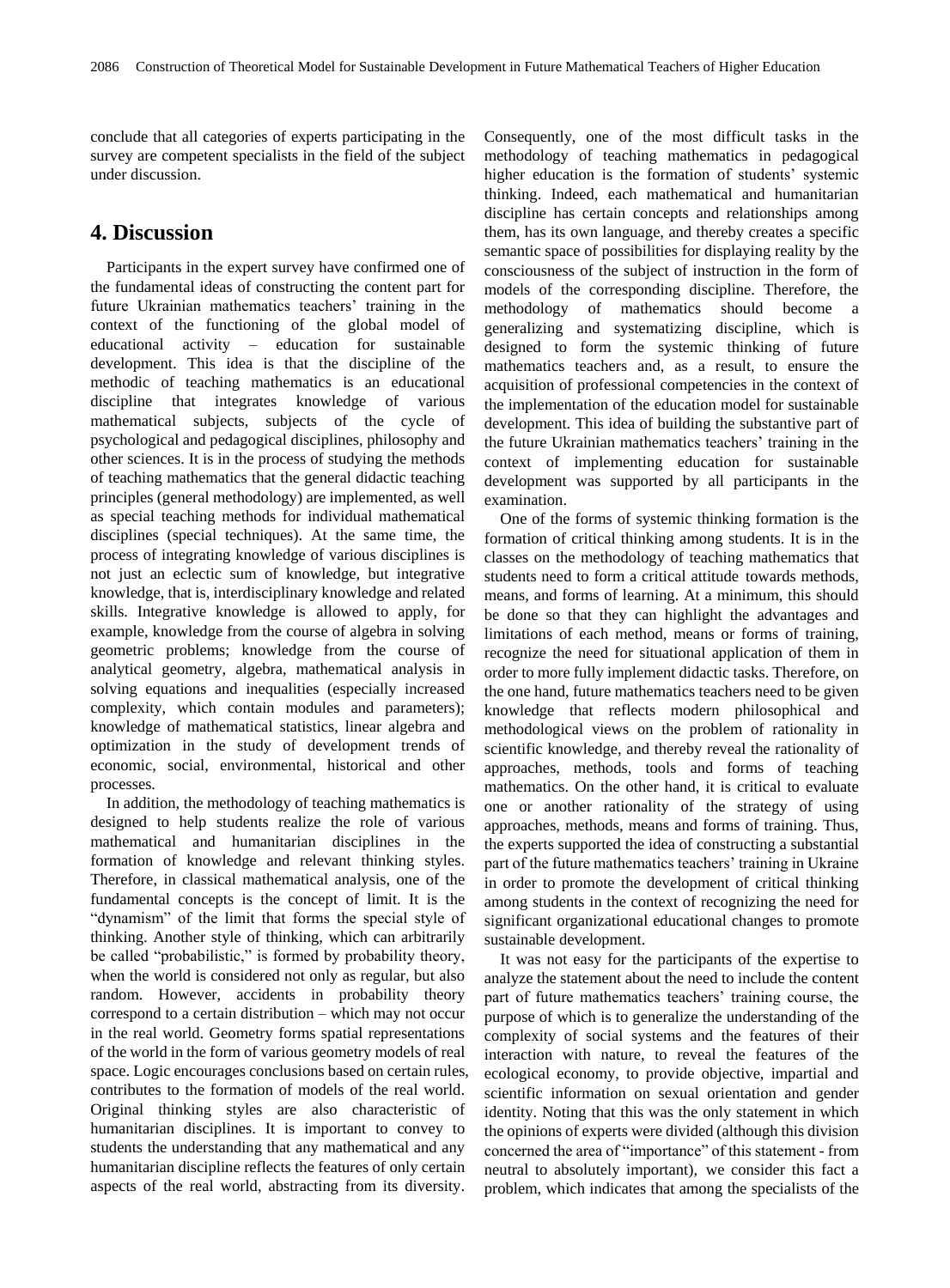conclude that all categories of experts participating in the survey are competent specialists in the field of the subject under discussion.

## 4. Discussion

Participants in the expert survey have confirmed one of the fundamental ideas of constructing the content part for future Ukrainian mathematics teachers' training in the context of the functioning of the global model of educational activity – education for sustainable development. This idea is that the discipline of the methodic of teaching mathematics is an educational discipline that integrates knowledge of various mathematical subjects, subjects of the cycle of psychological and pedagogical disciplines, philosophy and other sciences. It is in the process of studying the methods of teaching mathematics that the general didactic teaching principles (general methodology) are implemented, as well as special teaching methods for individual mathematical disciplines (special techniques). At the same time, the process of integrating knowledge of various disciplines is not just an eclectic sum of knowledge, but integrative knowledge, that is, interdisciplinary knowledge and related skills. Integrative knowledge is allowed to apply, for example, knowledge from the course of algebra in solving geometric problems; knowledge from the course of analytical geometry, algebra, mathematical analysis in solving equations and inequalities (especially increased complexity, which contain modules and parameters); knowledge of mathematical statistics, linear algebra and optimization in the study of development trends of economic, social, environmental, historical and other processes.

In addition, the methodology of teaching mathematics is designed to help students realize the role of various mathematical and humanitarian disciplines in the formation of knowledge and relevant thinking styles. Therefore, in classical mathematical analysis, one of the fundamental concepts is the concept of limit. It is the "dynamism" of the limit that forms the special style of thinking. Another style of thinking, which can arbitrarily be called "probabilistic," is formed by probability theory, when the world is considered not only as regular, but also random. However, accidents in probability theory correspond to a certain distribution – which may not occur in the real world. Geometry forms spatial representations of the world in the form of various geometry models of real space. Logic encourages conclusions based on certain rules, contributes to the formation of models of the real world. Original thinking styles are also characteristic of humanitarian disciplines. It is important to convey to students the understanding that any mathematical and any humanitarian discipline reflects the features of only certain aspects of the real world, abstracting from its diversity. Consequently, one of the most difficult tasks in the methodology of teaching mathematics in pedagogical higher education is the formation of students' systemic thinking. Indeed, each mathematical and humanitarian discipline has certain concepts and relationships among them, has its own language, and thereby creates a specific semantic space of possibilities for displaying reality by the consciousness of the subject of instruction in the form of models of the corresponding discipline. Therefore, the methodology of mathematics should become a generalizing and systematizing discipline, which is designed to form the systemic thinking of future mathematics teachers and, as a result, to ensure the acquisition of professional competencies in the context of the implementation of the education model for sustainable development. This idea of building the substantive part of the future Ukrainian mathematics teachers' training in the context of implementing education for sustainable development was supported by all participants in the examination.

One of the forms of systemic thinking formation is the formation of critical thinking among students. It is in the classes on the methodology of teaching mathematics that students need to form a critical attitude towards methods, means, and forms of learning. At a minimum, this should be done so that they can highlight the advantages and limitations of each method, means or forms of training, recognize the need for situational application of them in order to more fully implement didactic tasks. Therefore, on the one hand, future mathematics teachers need to be given knowledge that reflects modern philosophical and methodological views on the problem of rationality in scientific knowledge, and thereby reveal the rationality of approaches, methods, tools and forms of teaching mathematics. On the other hand, it is critical to evaluate one or another rationality of the strategy of using approaches, methods, means and forms of training. Thus, the experts supported the idea of constructing a substantial part of the future mathematics teachers' training in Ukraine in order to promote the development of critical thinking among students in the context of recognizing the need for significant organizational educational changes to promote sustainable development.

It was not easy for the participants of the expertise to analyze the statement about the need to include the content part of future mathematics teachers' training course, the purpose of which is to generalize the understanding of the complexity of social systems and the features of their interaction with nature, to reveal the features of the ecological economy, to provide objective, impartial and scientific information on sexual orientation and gender identity. Noting that this was the only statement in which the opinions of experts were divided (although this division concerned the area of "importance" of this statement - from neutral to absolutely important), we consider this fact a problem, which indicates that among the specialists of the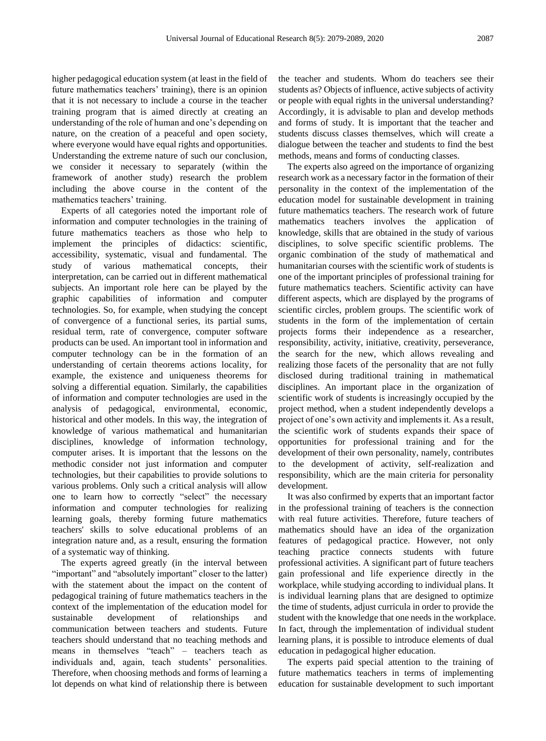higher pedagogical education system (at least in the field of future mathematics teachers' training), there is an opinion that it is not necessary to include a course in the teacher training program that is aimed directly at creating an understanding of the role of human and one's depending on nature, on the creation of a peaceful and open society, where everyone would have equal rights and opportunities. Understanding the extreme nature of such our conclusion, we consider it necessary to separately (within the framework of another study) research the problem including the above course in the content of the mathematics teachers' training.

Experts of all categories noted the important role of information and computer technologies in the training of future mathematics teachers as those who help to implement the principles of didactics: scientific, accessibility, systematic, visual and fundamental. The study of various mathematical concepts, their interpretation, can be carried out in different mathematical subjects. An important role here can be played by the graphic capabilities of information and computer technologies. So, for example, when studying the concept of convergence of a functional series, its partial sums, residual term, rate of convergence, computer software products can be used. An important tool in information and computer technology can be in the formation of an understanding of certain theorems actions locality, for example, the existence and uniqueness theorems for solving a differential equation. Similarly, the capabilities of information and computer technologies are used in the analysis of pedagogical, environmental, economic, historical and other models. In this way, the integration of knowledge of various mathematical and humanitarian disciplines, knowledge of information technology, computer arises. It is important that the lessons on the methodic consider not just information and computer technologies, but their capabilities to provide solutions to various problems. Only such a critical analysis will allow one to learn how to correctly "select" the necessary information and computer technologies for realizing learning goals, thereby forming future mathematics teachers' skills to solve educational problems of an integration nature and, as a result, ensuring the formation of a systematic way of thinking.

The experts agreed greatly (in the interval between "important" and "absolutely important" closer to the latter) with the statement about the impact on the content of pedagogical training of future mathematics teachers in the context of the implementation of the education model for sustainable development of relationships and communication between teachers and students. Future teachers should understand that no teaching methods and means in themselves "teach" – teachers teach as individuals and, again, teach students' personalities. Therefore, when choosing methods and forms of learning a lot depends on what kind of relationship there is between the teacher and students. Whom do teachers see their students as? Objects of influence, active subjects of activity or people with equal rights in the universal understanding? Accordingly, it is advisable to plan and develop methods and forms of study. It is important that the teacher and students discuss classes themselves, which will create a dialogue between the teacher and students to find the best methods, means and forms of conducting classes.

The experts also agreed on the importance of organizing research work as a necessary factor in the formation of their personality in the context of the implementation of the education model for sustainable development in training future mathematics teachers. The research work of future mathematics teachers involves the application of knowledge, skills that are obtained in the study of various disciplines, to solve specific scientific problems. The organic combination of the study of mathematical and humanitarian courses with the scientific work of students is one of the important principles of professional training for future mathematics teachers. Scientific activity can have different aspects, which are displayed by the programs of scientific circles, problem groups. The scientific work of students in the form of the implementation of certain projects forms their independence as a researcher, responsibility, activity, initiative, creativity, perseverance, the search for the new, which allows revealing and realizing those facets of the personality that are not fully disclosed during traditional training in mathematical disciplines. An important place in the organization of scientific work of students is increasingly occupied by the project method, when a student independently develops a project of one's own activity and implements it. As a result, the scientific work of students expands their space of opportunities for professional training and for the development of their own personality, namely, contributes to the development of activity, self-realization and responsibility, which are the main criteria for personality development.

It was also confirmed by experts that an important factor in the professional training of teachers is the connection with real future activities. Therefore, future teachers of mathematics should have an idea of the organization features of pedagogical practice. However, not only teaching practice connects students with future professional activities. A significant part of future teachers gain professional and life experience directly in the workplace, while studying according to individual plans. It is individual learning plans that are designed to optimize the time of students, adjust curricula in order to provide the student with the knowledge that one needs in the workplace. In fact, through the implementation of individual student learning plans, it is possible to introduce elements of dual education in pedagogical higher education.

The experts paid special attention to the training of future mathematics teachers in terms of implementing education for sustainable development to such important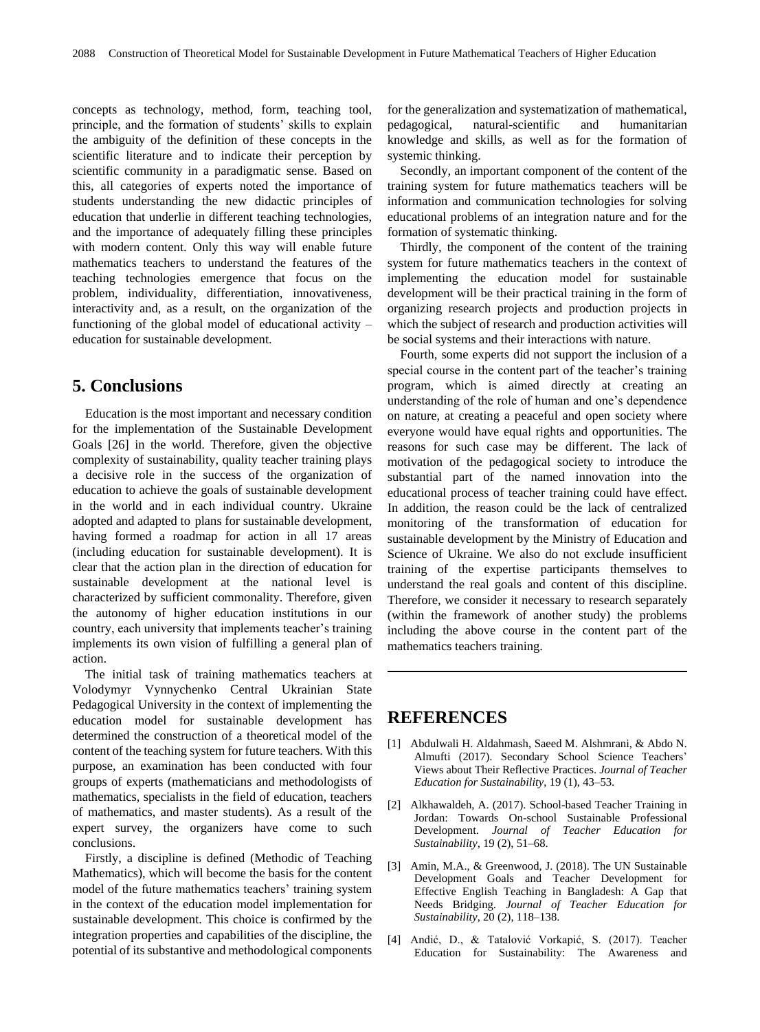concepts as technology, method, form, teaching tool, principle, and the formation of students' skills to explain the ambiguity of the definition of these concepts in the scientific literature and to indicate their perception by scientific community in a paradigmatic sense. Based on this, all categories of experts noted the importance of students understanding the new didactic principles of education that underlie in different teaching technologies, and the importance of adequately filling these principles with modern content. Only this way will enable future mathematics teachers to understand the features of the teaching technologies emergence that focus on the problem, individuality, differentiation, innovativeness, interactivity and, as a result, on the organization of the functioning of the global model of educational activity – education for sustainable development.

## 5. Conclusions

Education is the most important and necessary condition for the implementation of the Sustainable Development Goals [26] in the world. Therefore, given the objective complexity of sustainability, quality teacher training plays a decisive role in the success of the organization of education to achieve the goals of sustainable development in the world and in each individual country. Ukraine adopted and adapted to plans for sustainable development, having formed a roadmap for action in all 17 areas (including education for sustainable development). It is clear that the action plan in the direction of education for sustainable development at the national level is characterized by sufficient commonality. Therefore, given the autonomy of higher education institutions in our country, each university that implements teacher's training implements its own vision of fulfilling a general plan of action.

The initial task of training mathematics teachers at Volodymyr Vynnychenko Central Ukrainian State Pedagogical University in the context of implementing the education model for sustainable development has determined the construction of a theoretical model of the content of the teaching system for future teachers. With this purpose, an examination has been conducted with four groups of experts (mathematicians and methodologists of mathematics, specialists in the field of education, teachers of mathematics, and master students). As a result of the expert survey, the organizers have come to such conclusions.

Firstly, a discipline is defined (Methodic of Teaching Mathematics), which will become the basis for the content model of the future mathematics teachers' training system in the context of the education model implementation for sustainable development. This choice is confirmed by the integration properties and capabilities of the discipline, the potential of its substantive and methodological components for the generalization and systematization of mathematical, pedagogical, natural-scientific and humanitarian knowledge and skills, as well as for the formation of systemic thinking.

Secondly, an important component of the content of the training system for future mathematics teachers will be information and communication technologies for solving educational problems of an integration nature and for the formation of systematic thinking.

Thirdly, the component of the content of the training system for future mathematics teachers in the context of implementing the education model for sustainable development will be their practical training in the form of organizing research projects and production projects in which the subject of research and production activities will be social systems and their interactions with nature.

Fourth, some experts did not support the inclusion of a special course in the content part of the teacher's training program, which is aimed directly at creating an understanding of the role of human and one's dependence on nature, at creating a peaceful and open society where everyone would have equal rights and opportunities. The reasons for such case may be different. The lack of motivation of the pedagogical society to introduce the substantial part of the named innovation into the educational process of teacher training could have effect. In addition, the reason could be the lack of centralized monitoring of the transformation of education for sustainable development by the Ministry of Education and Science of Ukraine. We also do not exclude insufficient training of the expertise participants themselves to understand the real goals and content of this discipline. Therefore, we consider it necessary to research separately (within the framework of another study) the problems including the above course in the content part of the mathematics teachers training.

## REFERENCES

[1] Abdulwali H. Aldahmash, Saeed M. Alshmrani, & Abdo N. Almufti (2017). Secondary School Science Teachers' Views about Their Reflective Practices. *Journal of Teacher Education for Sustainability*, 19 (1), 43–53.

[2] Alkhawaldeh, A. (2017). School-based Teacher Training in Jordan: Towards On-school Sustainable Professional Development. *Journal of Teacher Education for Sustainability*, 19 (2), 51–68.

[3] Amin, M.A., & Greenwood, J. (2018). The UN Sustainable Development Goals and Teacher Development for Effective English Teaching in Bangladesh: A Gap that Needs Bridging. *Journal of Teacher Education for Sustainability*, 20 (2), 118–138.

[4] Andić, D., & Tatalović Vorkapić, S. (2017). Teacher Education for Sustainability: The Awareness and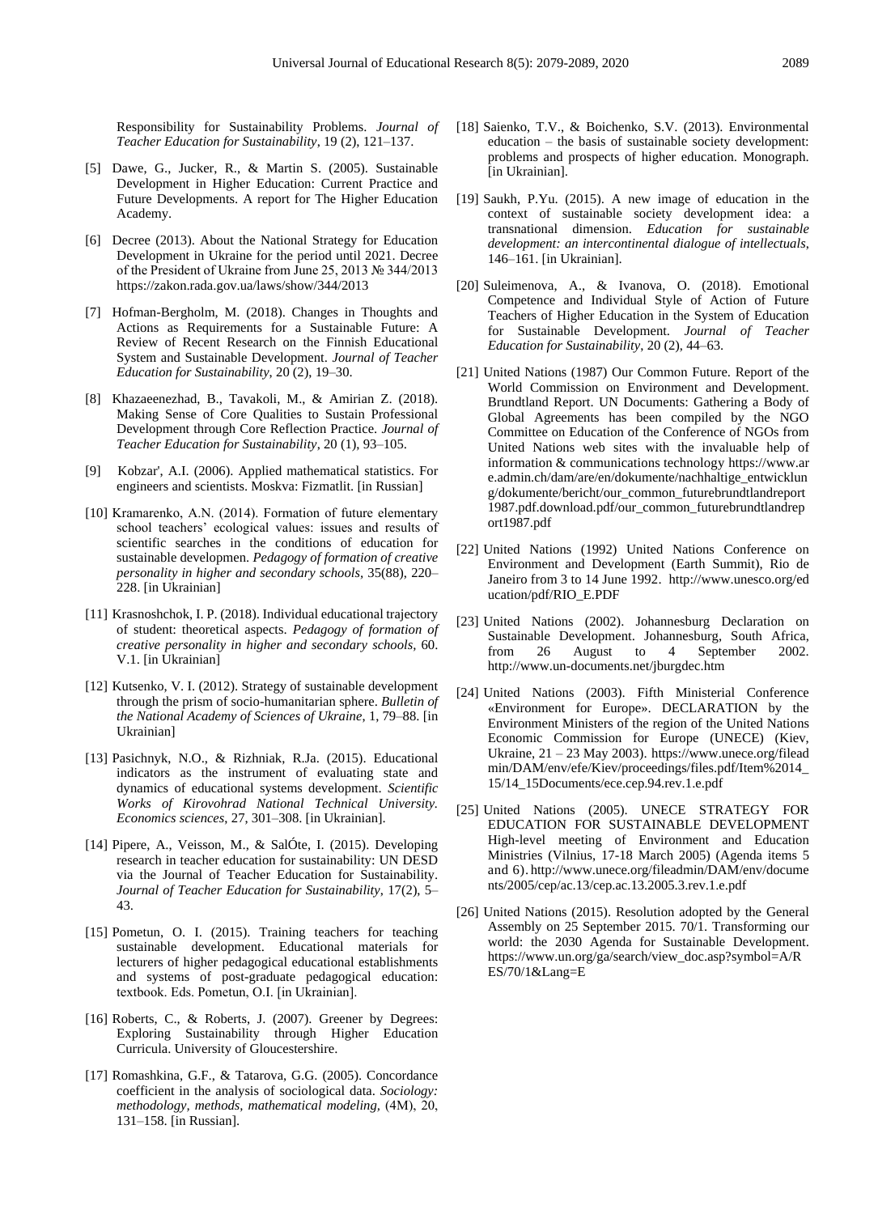Responsibility for Sustainability Problems. *Journal of Teacher Education for Sustainability*, 19 (2), 121–137.

[5] Dawe, G., Jucker, R., & Martin S. (2005). Sustainable Development in Higher Education: Current Practice and Future Developments. A report for The Higher Education Academy.

[6] Decree (2013). About the National Strategy for Education Development in Ukraine for the period until 2021. Decree of the President of Ukraine from June 25, 2013 № 344/2013 https://zakon.rada.gov.ua/laws/show/344/2013

[7] Hofman-Bergholm, M. (2018). Changes in Thoughts and Actions as Requirements for a Sustainable Future: A Review of Recent Research on the Finnish Educational System and Sustainable Development. *Journal of Teacher Education for Sustainability*, 20 (2), 19–30.

[8] Khazaeenezhad, B., Tavakoli, M., & Amirian Z. (2018). Making Sense of Core Qualities to Sustain Professional Development through Core Reflection Practice. *Journal of Teacher Education for Sustainability*, 20 (1), 93–105.

[9] Kobzar', A.I. (2006). Applied mathematical statistics. For engineers and scientists. Moskva: Fizmatlit. [in Russian]

[10] Kramarenko, A.N. (2014). Formation of future elementary school teachers' ecological values: issues and results of scientific searches in the conditions of education for sustainable developmen. *Pedagogy of formation of creative personality in higher and secondary schools*, 35(88), 220–228. [in Ukrainian]

[11] Krasnoshchok, I. P. (2018). Individual educational trajectory of student: theoretical aspects. *Pedagogy of formation of creative personality in higher and secondary schools*, 60. V.1. [in Ukrainian]

[12] Kutsenko, V. I. (2012). Strategy of sustainable development through the prism of socio-humanitarian sphere. *Bulletin of the National Academy of Sciences of Ukraine*, 1, 79–88. [in Ukrainian]

[13] Pasichnyk, N.O., & Rizhniak, R.Ja. (2015). Educational indicators as the instrument of evaluating state and dynamics of educational systems development. *Scientific Works of Kirovohrad National Technical University. Economics sciences*, 27, 301–308. [in Ukrainian].

[14] Pipere, A., Veisson, M., & SalÓte, I. (2015). Developing research in teacher education for sustainability: UN DESD via the Journal of Teacher Education for Sustainability. *Journal of Teacher Education for Sustainability*, 17(2), 5–43.

[15] Pometun, O. I. (2015). Training teachers for teaching sustainable development. Educational materials for lecturers of higher pedagogical educational establishments and systems of post-graduate pedagogical education: textbook. Eds. Pometun, O.I. [in Ukrainian].

[16] Roberts, C., & Roberts, J. (2007). Greener by Degrees: Exploring Sustainability through Higher Education Curricula. University of Gloucestershire.

[17] Romashkina, G.F., & Tatarova, G.G. (2005). Concordance coefficient in the analysis of sociological data. *Sociology: methodology, methods, mathematical modeling*, (4M), 20, 131–158. [in Russian].

[18] Saienko, T.V., & Boichenko, S.V. (2013). Environmental education – the basis of sustainable society development: problems and prospects of higher education. Monograph. [in Ukrainian].

[19] Saukh, P.Yu. (2015). A new image of education in the context of sustainable society development idea: a transnational dimension. *Education for sustainable development: an intercontinental dialogue of intellectuals*, 146–161. [in Ukrainian].

[20] Suleimenova, A., & Ivanova, O. (2018). Emotional Competence and Individual Style of Action of Future Teachers of Higher Education in the System of Education for Sustainable Development. *Journal of Teacher Education for Sustainability*, 20 (2), 44–63.

[21] United Nations (1987) Our Common Future. Report of the World Commission on Environment and Development. Brundtland Report. UN Documents: Gathering a Body of Global Agreements has been compiled by the NGO Committee on Education of the Conference of NGOs from United Nations web sites with the invaluable help of information & communications technology https://www.are.admin.ch/dam/are/en/dokumente/nachhaltige_entwicklung/dokumente/bericht/our_common_futurebrundtlandreport1987.pdf.download.pdf/our_common_futurebrundtlandreport1987.pdf

[22] United Nations (1992) United Nations Conference on Environment and Development (Earth Summit), Rio de Janeiro from 3 to 14 June 1992. http://www.unesco.org/education/pdf/RIO_E.PDF

[23] United Nations (2002). Johannesburg Declaration on Sustainable Development. Johannesburg, South Africa, from 26 August to 4 September 2002. http://www.un-documents.net/jburgdec.htm

[24] United Nations (2003). Fifth Ministerial Conference «Environment for Europe». DECLARATION by the Environment Ministers of the region of the United Nations Economic Commission for Europe (UNECE) (Kiev, Ukraine, 21 – 23 May 2003). https://www.unece.org/fileadmin/DAM/env/efe/Kiev/proceedings/files.pdf/Item%2014_15/14_15Documents/ece.cep.94.rev.1.e.pdf

[25] United Nations (2005). UNECE STRATEGY FOR EDUCATION FOR SUSTAINABLE DEVELOPMENT High-level meeting of Environment and Education Ministries (Vilnius, 17-18 March 2005) (Agenda items 5 and 6). http://www.unece.org/fileadmin/DAM/env/documents/2005/cep/ac.13/cep.ac.13.2005.3.rev.1.e.pdf

[26] United Nations (2015). Resolution adopted by the General Assembly on 25 September 2015. 70/1. Transforming our world: the 2030 Agenda for Sustainable Development. https://www.un.org/ga/search/view_doc.asp?symbol=A/RES/70/1&Lang=E